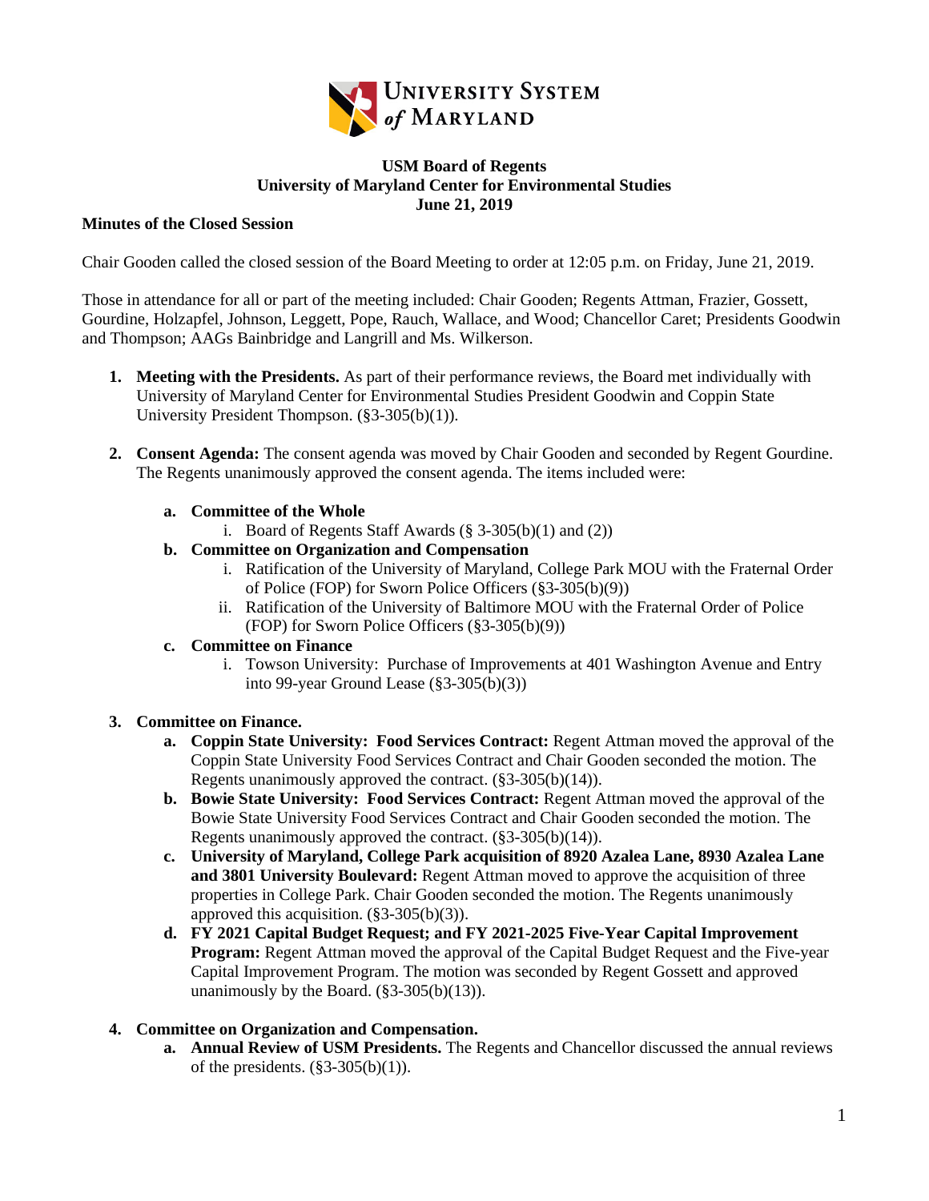**USM Board of Regents**
**University of Maryland Center for Environmental Studies**
**June 21, 2019**

**Minutes of the Closed Session**

Chair Gooden called the closed session of the Board Meeting to order at 12:05 p.m. on Friday, June 21, 2019.

Those in attendance for all or part of the meeting included: Chair Gooden; Regents Attman, Frazier, Gossett, Gourdine, Holzapfel, Johnson, Leggett, Pope, Rauch, Wallace, and Wood; Chancellor Caret; Presidents Goodwin and Thompson; AAGs Bainbridge and Langrill and Ms. Wilkerson.

1. **Meeting with the Presidents.** As part of their performance reviews, the Board met individually with University of Maryland Center for Environmental Studies President Goodwin and Coppin State University President Thompson. (§3-305(b)(1)).

2. **Consent Agenda:** The consent agenda was moved by Chair Gooden and seconded by Regent Gourdine. The Regents unanimously approved the consent agenda. The items included were:

   a. **Committee of the Whole**
      i. Board of Regents Staff Awards (§ 3-305(b)(1) and (2))
   b. **Committee on Organization and Compensation**
      i. Ratification of the University of Maryland, College Park MOU with the Fraternal Order of Police (FOP) for Sworn Police Officers (§3-305(b)(9))
      ii. Ratification of the University of Baltimore MOU with the Fraternal Order of Police (FOP) for Sworn Police Officers (§3-305(b)(9))
   c. **Committee on Finance**
      i. Towson University: Purchase of Improvements at 401 Washington Avenue and Entry into 99-year Ground Lease (§3-305(b)(3))

3. **Committee on Finance.**
   a. **Coppin State University: Food Services Contract:** Regent Attman moved the approval of the Coppin State University Food Services Contract and Chair Gooden seconded the motion. The Regents unanimously approved the contract. (§3-305(b)(14)).
   b. **Bowie State University: Food Services Contract:** Regent Attman moved the approval of the Bowie State University Food Services Contract and Chair Gooden seconded the motion. The Regents unanimously approved the contract. (§3-305(b)(14)).
   c. **University of Maryland, College Park acquisition of 8920 Azalea Lane, 8930 Azalea Lane and 3801 University Boulevard:** Regent Attman moved to approve the acquisition of three properties in College Park. Chair Gooden seconded the motion. The Regents unanimously approved this acquisition. (§3-305(b)(3)).
   d. **FY 2021 Capital Budget Request; and FY 2021-2025 Five-Year Capital Improvement Program:** Regent Attman moved the approval of the Capital Budget Request and the Five-year Capital Improvement Program. The motion was seconded by Regent Gossett and approved unanimously by the Board. (§3-305(b)(13)).

4. **Committee on Organization and Compensation.**
   a. **Annual Review of USM Presidents.** The Regents and Chancellor discussed the annual reviews of the presidents. (§3-305(b)(1)).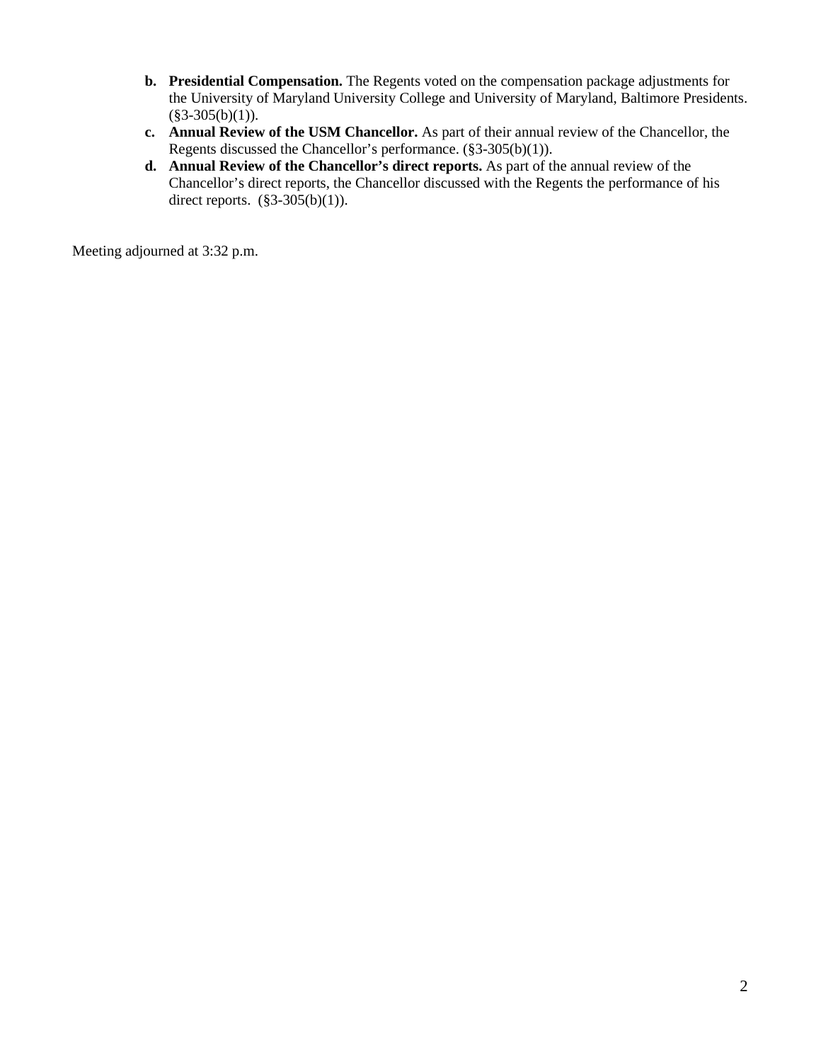b. **Presidential Compensation.** The Regents voted on the compensation package adjustments for the University of Maryland University College and University of Maryland, Baltimore Presidents. (§3-305(b)(1)).
c. **Annual Review of the USM Chancellor.** As part of their annual review of the Chancellor, the Regents discussed the Chancellor's performance. (§3-305(b)(1)).
d. **Annual Review of the Chancellor's direct reports.** As part of the annual review of the Chancellor's direct reports, the Chancellor discussed with the Regents the performance of his direct reports. (§3-305(b)(1)).

Meeting adjourned at 3:32 p.m.